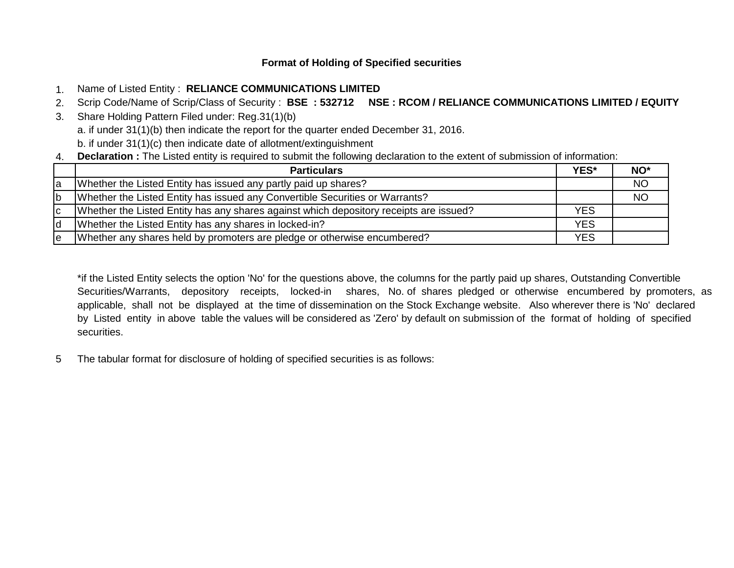## Format of Holding of Specified securities

1. Name of Listed Entity : **RELIANCE COMMUNICATIONS LIMITED**
2. Scrip Code/Name of Scrip/Class of Security : **BSE : 532712 NSE : RCOM / RELIANCE COMMUNICATIONS LIMITED / EQUITY**
3. Share Holding Pattern Filed under: Reg.31(1)(b)
   a. if under 31(1)(b) then indicate the report for the quarter ended December 31, 2016.
   b. if under 31(1)(c) then indicate date of allotment/extinguishment
4. **Declaration :** The Listed entity is required to submit the following declaration to the extent of submission of information:

| | Particulars | YES* | NO* |
|---|---|---|---|
| a | Whether the Listed Entity has issued any partly paid up shares? | | NO |
| b | Whether the Listed Entity has issued any Convertible Securities or Warrants? | | NO |
| c | Whether the Listed Entity has any shares against which depository receipts are issued? | YES | |
| d | Whether the Listed Entity has any shares in locked-in? | YES | |
| e | Whether any shares held by promoters are pledge or otherwise encumbered? | YES | |

*if the Listed Entity selects the option 'No' for the questions above, the columns for the partly paid up shares, Outstanding Convertible Securities/Warrants, depository receipts, locked-in shares, No. of shares pledged or otherwise encumbered by promoters, as applicable, shall not be displayed at the time of dissemination on the Stock Exchange website. Also wherever there is 'No' declared by Listed entity in above table the values will be considered as 'Zero' by default on submission of the format of holding of specified securities.

5 The tabular format for disclosure of holding of specified securities is as follows: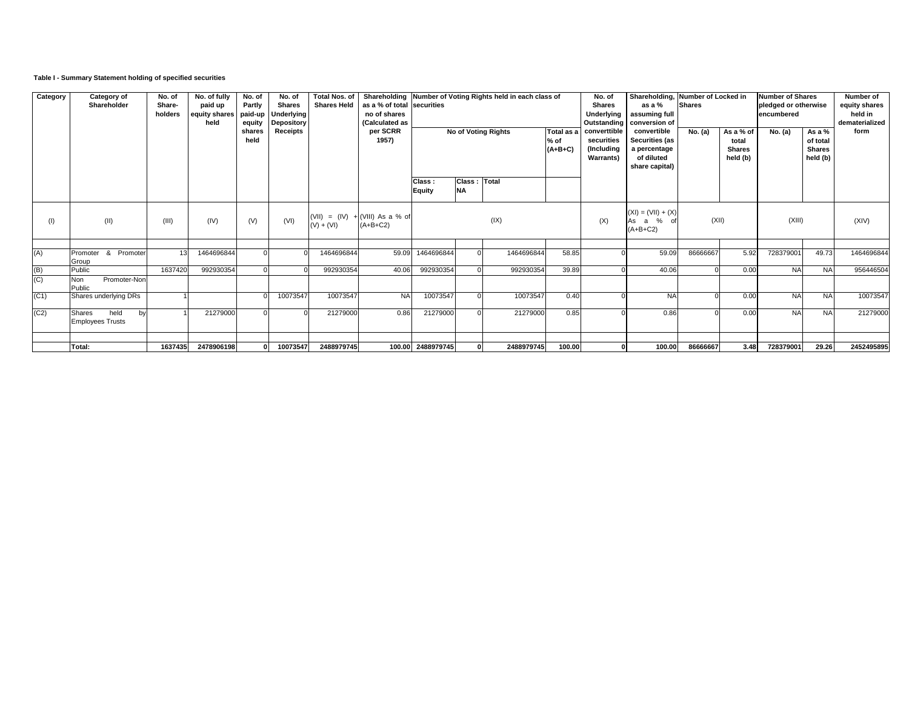**Table I - Summary Statement holding of specified securities**

| Category | Category of Shareholder | No. of Share-holders | No. of fully paid up equity shares held | No. of Partly paid-up equity shares held | No. of Shares Underlying Depository Receipts | Total Nos. of Shares Held | Shareholding as a % of total no of shares (Calculated as per SCRR 1957) | Number of Voting Rights held in each class of securities | | | | No. of Shares Underlying Outstanding converttible securities (Including Warrants) | Shareholding, as a % assuming full conversion of convertible Securities (as a percentage of diluted share capital) | Number of Locked in Shares | | Number of Shares pledged or otherwise encumbered | | Number of equity shares held in dematerialized form |
|---|---|---|---|---|---|---|---|---|---|---|---|---|---|---|---|---|---|---|
| | | | | | | | | No of Voting Rights | | | Total as a % of (A+B+C) | | | No. (a) | As a % of total Shares held (b) | No. (a) | As a % of total Shares held (b) | |
| | | | | | | | | Class : Equity | Class : NA | Total | | | | | | | | |
| (I) | (II) | (III) | (IV) | (V) | (VI) | (VII) = (IV) + (V) + (VI) | (VIII) As a % of (A+B+C2) | (IX) | | | | (X) | (XI) = (VII) + (X) As a % of (A+B+C2) | (XII) | | (XIII) | | (XIV) |
| (A) | Promoter & Promoter Group | 13 | 1464696844 | 0 | 0 | 1464696844 | 59.09 | 1464696844 | 0 | 1464696844 | 58.85 | 0 | 59.09 | 86666667 | 5.92 | 728379001 | 49.73 | 1464696844 |
| (B) | Public | 1637420 | 992930354 | 0 | 0 | 992930354 | 40.06 | 992930354 | 0 | 992930354 | 39.89 | 0 | 40.06 | 0 | 0.00 | NA | NA | 956446504 |
| (C) | Non Promoter-Non Public | | | | | | | | | | | | | | | | | |
| (C1) | Shares underlying DRs | 1 | | 0 | 10073547 | 10073547 | NA | 10073547 | 0 | 10073547 | 0.40 | 0 | NA | 0 | 0.00 | NA | NA | 10073547 |
| (C2) | Shares held by Employees Trusts | 1 | 21279000 | 0 | 0 | 21279000 | 0.86 | 21279000 | 0 | 21279000 | 0.85 | 0 | 0.86 | 0 | 0.00 | NA | NA | 21279000 |
| | **Total:** | **1637435** | **2478906198** | **0** | **10073547** | **2488979745** | **100.00** | **2488979745** | **0** | **2488979745** | **100.00** | **0** | **100.00** | **86666667** | **3.48** | **728379001** | **29.26** | **2452495895** |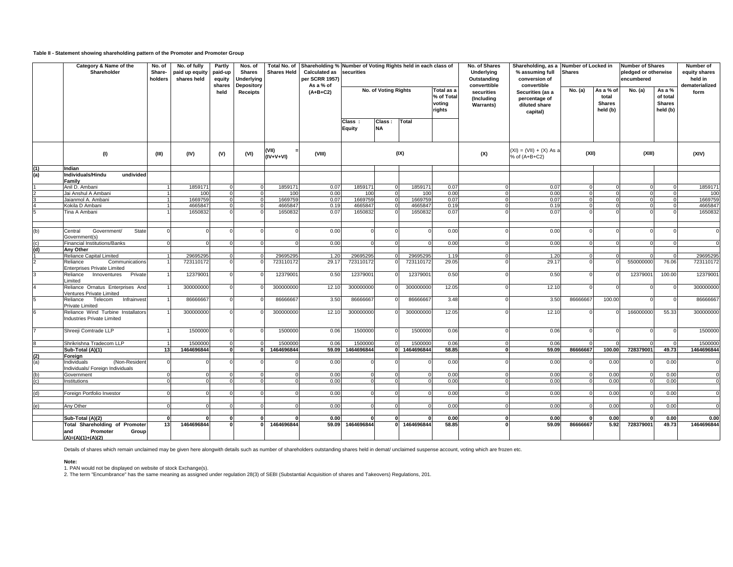**Table II - Statement showing shareholding pattern of the Promoter and Promoter Group**

| | Category & Name of the Shareholder | No. of Share-holders | No. of fully paid up equity shares held | Partly paid-up equity shares held | Nos. of Shares Underlying Depository Receipts | Total No. of Shares Held | Shareholding % Calculated as per SCRR 1957) As a % of (A+B+C2) | Number of Voting Rights held in each class of securities | | | | No. of Shares Underlying Outstanding converttible securities (Including Warrants) | Shareholding, as a % assuming full conversion of convertible Securities (as a percentage of diluted share capital) | Number of Locked in Shares | | Number of Shares pledged or otherwise encumbered | | Number of equity shares held in dematerialized form |
|---|---|---|---|---|---|---|---|---|---|---|---|---|---|---|---|---|---|---|
| | | | | | | | | No. of Voting Rights | | | Total as a % of Total voting rights | | | No. (a) | As a % of total Shares held (b) | No. (a) | As a % of total Shares held (b) | |
| | | | | | | | | Class : Equity | Class : NA | Total | | | | | | | | |
| | (I) | (III) | (IV) | (V) | (VI) | (VII) = (IV+V+VI) | (VIII) | (IX) | | | | (X) | (XI) = (VII) + (X) As a % of (A+B+C2) | (XII) | | (XIII) | | (XIV) |
| (1) | Indian | | | | | | | | | | | | | | | | | |
| (a) | Individuals/Hindu undivided Family | | | | | | | | | | | | | | | | | |
| 1 | Anil D. Ambani | 1 | 1859171 | 0 | 0 | 1859171 | 0.07 | 1859171 | 0 | 1859171 | 0.07 | 0 | 0.07 | 0 | 0 | 0 | 0 | 1859171 |
| 2 | Jai Anshul A Ambani | 1 | 100 | 0 | 0 | 100 | 0.00 | 100 | 0 | 100 | 0.00 | 0 | 0.00 | 0 | 0 | 0 | 0 | 100 |
| 3 | Jaianmol A. Ambani | 1 | 1669759 | 0 | 0 | 1669759 | 0.07 | 1669759 | 0 | 1669759 | 0.07 | 0 | 0.07 | 0 | 0 | 0 | 0 | 1669759 |
| 4 | Kokila D Ambani | 1 | 4665847 | 0 | 0 | 4665847 | 0.19 | 4665847 | 0 | 4665847 | 0.19 | 0 | 0.19 | 0 | 0 | 0 | 0 | 4665847 |
| 5 | Tina A Ambani | 1 | 1650832 | 0 | 0 | 1650832 | 0.07 | 1650832 | 0 | 1650832 | 0.07 | 0 | 0.07 | 0 | 0 | 0 | 0 | 1650832 |
| (b) | Central Government/ State Government(s) | 0 | 0 | 0 | 0 | 0 | 0.00 | 0 | 0 | 0 | 0.00 | 0 | 0.00 | 0 | 0 | 0 | 0 | 0 |
| (c) | Financial Institutions/Banks | 0 | 0 | 0 | 0 | 0 | 0.00 | 0 | 0 | 0 | 0.00 | 0 | 0.00 | 0 | 0 | 0 | 0 | 0 |
| (d) | Any Other | | | | | | | | | | | | | | | | | |
| 1 | Reliance Capital Limited | 1 | 29695295 | 0 | 0 | 29695295 | 1.20 | 29695295 | 0 | 29695295 | 1.19 | 0 | 1.20 | 0 | 0 | 0 | 0 | 29695295 |
| 2 | Reliance Communications Enterprises Private Limited | 1 | 723110172 | 0 | 0 | 723110172 | 29.17 | 723110172 | 0 | 723110172 | 29.05 | 0 | 29.17 | 0 | 0 | 550000000 | 76.06 | 723110172 |
| 3 | Reliance Innoventures Private Limited | 1 | 12379001 | 0 | 0 | 12379001 | 0.50 | 12379001 | 0 | 12379001 | 0.50 | 0 | 0.50 | 0 | 0 | 12379001 | 100.00 | 12379001 |
| 4 | Reliance Ornatus Enterprises And Ventures Private Limited | 1 | 300000000 | 0 | 0 | 300000000 | 12.10 | 300000000 | 0 | 300000000 | 12.05 | 0 | 12.10 | 0 | 0 | 0 | 0 | 300000000 |
| 5 | Reliance Telecom Infrainvest Private Limited | 1 | 86666667 | 0 | 0 | 86666667 | 3.50 | 86666667 | 0 | 86666667 | 3.48 | 0 | 3.50 | 86666667 | 100.00 | 0 | 0 | 86666667 |
| 6 | Reliance Wind Turbine Installators Industries Private Limited | 1 | 300000000 | 0 | 0 | 300000000 | 12.10 | 300000000 | 0 | 300000000 | 12.05 | 0 | 12.10 | 0 | 0 | 166000000 | 55.33 | 300000000 |
| 7 | Shreeji Comtrade LLP | 1 | 1500000 | 0 | 0 | 1500000 | 0.06 | 1500000 | 0 | 1500000 | 0.06 | 0 | 0.06 | 0 | 0 | 0 | 0 | 1500000 |
| 8 | Shrikrishna Tradecom LLP | 1 | 1500000 | 0 | 0 | 1500000 | 0.06 | 1500000 | 0 | 1500000 | 0.06 | 0 | 0.06 | 0 | 0 | 0 | 0 | 1500000 |
| | **Sub-Total (A)(1)** | **13** | **1464696844** | **0** | **0** | **1464696844** | **59.09** | **1464696844** | **0** | **1464696844** | **58.85** | **0** | **59.09** | **86666667** | **100.00** | **728379001** | **49.73** | **1464696844** |
| (2) | Foreign | | | | | | | | | | | | | | | | | |
| (a) | Individuals (Non-Resident Individuals/ Foreign Individuals | 0 | 0 | 0 | 0 | 0 | 0.00 | 0 | 0 | 0 | 0.00 | 0 | 0.00 | 0 | 0.00 | 0 | 0.00 | 0 |
| (b) | Government | 0 | 0 | 0 | 0 | 0 | 0.00 | 0 | 0 | 0 | 0.00 | 0 | 0.00 | 0 | 0.00 | 0 | 0.00 | 0 |
| (c) | Institutions | 0 | 0 | 0 | 0 | 0 | 0.00 | 0 | 0 | 0 | 0.00 | 0 | 0.00 | 0 | 0.00 | 0 | 0.00 | 0 |
| (d) | Foreign Portfolio Investor | 0 | 0 | 0 | 0 | 0 | 0.00 | 0 | 0 | 0 | 0.00 | 0 | 0.00 | 0 | 0.00 | 0 | 0.00 | 0 |
| (e) | Any Other | 0 | 0 | 0 | 0 | 0 | 0.00 | 0 | 0 | 0 | 0.00 | 0 | 0.00 | 0 | 0.00 | 0 | 0.00 | 0 |
| | **Sub-Total (A)(2)** | **0** | **0** | **0** | **0** | **0** | **0.00** | **0** | **0** | **0** | **0.00** | **0** | **0.00** | **0** | **0.00** | **0** | **0.00** | **0.00** |
| | **Total Shareholding of Promoter and Promoter Group (A)=(A)(1)+(A)(2)** | **13** | **1464696844** | **0** | **0** | **1464696844** | **59.09** | **1464696844** | **0** | **1464696844** | **58.85** | **0** | **59.09** | **86666667** | **5.92** | **728379001** | **49.73** | **1464696844** |

Details of shares which remain unclaimed may be given here alongwith details such as number of shareholders outstanding shares held in demat/ unclaimed suspense account, voting which are frozen etc.

**Note:**

1. PAN would not be displayed on website of stock Exchange(s).
2. The term "Encumbrance" has the same meaning as assigned under regulation 28(3) of SEBI (Substantial Acquisition of shares and Takeovers) Regulations, 201.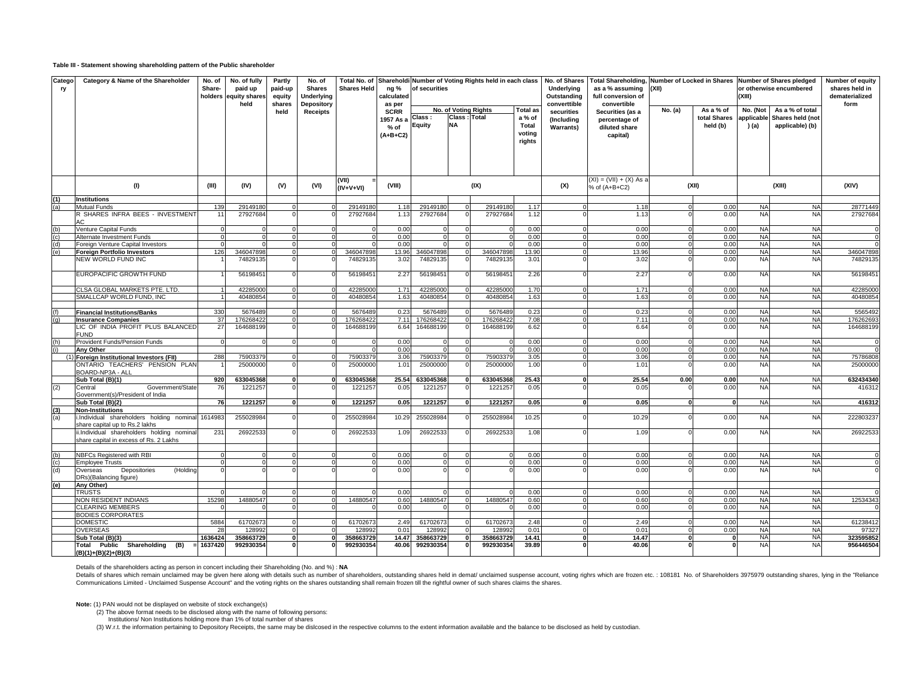**Table III - Statement showing shareholding pattern of the Public shareholder**

| Category | Category & Name of the Shareholder | No. of Share-holders | No. of fully paid up equity shares held | Partly paid-up equity shares held | No. of Shares Underlying Depository Receipts | Total No. of Shares Held | Shareholding % calculated as per SCRR 1957 As a % of (A+B+C2) | Number of Voting Rights held in each class of securities | | | | No. of Shares Underlying Outstanding converttible securities (Including Warrants) | Total Shareholding, as a % assuming full conversion of convertible Securities (as a percentage of diluted share capital) | Number of Locked in Shares (XII) | | Number of Shares pledged or otherwise encumbered (XIII) | | Number of equity shares held in dematerialized form |
|---|---|---|---|---|---|---|---|---|---|---|---|---|---|---|---|---|---|---|
| | | | | | | | | No. of Voting Rights | | | Total as a % of Total voting rights | | | No. (a) | As a % of total Shares held (b) | No. (Not applicable ) (a) | As a % of total Shares held (not applicable) (b) | |
| | | | | | | | | Class : Equity | Class : NA | Total | | | | | | | | |
| | (I) | (III) | (IV) | (V) | (VI) | (VII) = (IV+V+VI) | (VIII) | (IX) | | | | (X) | (XI) = (VII) + (X) As a % of (A+B+C2) | (XII) | | (XIII) | | (XIV) |
| (1) | **Institutions** | | | | | | | | | | | | | | | | | |
| (a) | Mutual Funds | 139 | 29149180 | 0 | 0 | 29149180 | 1.18 | 29149180 | 0 | 29149180 | 1.17 | 0 | 1.18 | 0 | 0.00 | NA | NA | 28771449 |
| | R SHARES INFRA BEES - INVESTMENT AC | 11 | 27927684 | 0 | 0 | 27927684 | 1.13 | 27927684 | 0 | 27927684 | 1.12 | 0 | 1.13 | 0 | 0.00 | NA | NA | 27927684 |
| (b) | Venture Capital Funds | 0 | 0 | 0 | 0 | 0 | 0.00 | 0 | 0 | 0 | 0.00 | 0 | 0.00 | 0 | 0.00 | NA | NA | 0 |
| (c) | Alternate Investment Funds | 0 | 0 | 0 | 0 | 0 | 0.00 | 0 | 0 | 0 | 0.00 | 0 | 0.00 | 0 | 0.00 | NA | NA | 0 |
| (d) | Foreign Venture Capital Investors | 0 | 0 | 0 | 0 | 0 | 0.00 | 0 | 0 | 0 | 0.00 | 0 | 0.00 | 0 | 0.00 | NA | NA | 0 |
| (e) | **Foreign Portfolio Investors** | 126 | 346047898 | 0 | 0 | 346047898 | 13.96 | 346047898 | 0 | 346047898 | 13.90 | 0 | 13.96 | 0 | 0.00 | NA | NA | 346047898 |
| | NEW WORLD FUND INC | 1 | 74829135 | 0 | 0 | 74829135 | 3.02 | 74829135 | 0 | 74829135 | 3.01 | 0 | 3.02 | 0 | 0.00 | NA | NA | 74829135 |
| | EUROPACIFIC GROWTH FUND | 1 | 56198451 | 0 | 0 | 56198451 | 2.27 | 56198451 | 0 | 56198451 | 2.26 | 0 | 2.27 | 0 | 0.00 | NA | NA | 56198451 |
| | CLSA GLOBAL MARKETS PTE. LTD. | 1 | 42285000 | 0 | 0 | 42285000 | 1.71 | 42285000 | 0 | 42285000 | 1.70 | 0 | 1.71 | 0 | 0.00 | NA | NA | 42285000 |
| | SMALLCAP WORLD FUND, INC | 1 | 40480854 | 0 | 0 | 40480854 | 1.63 | 40480854 | 0 | 40480854 | 1.63 | 0 | 1.63 | 0 | 0.00 | NA | NA | 40480854 |
| (f) | **Financial Institutions/Banks** | 330 | 5676489 | 0 | 0 | 5676489 | 0.23 | 5676489 | 0 | 5676489 | 0.23 | 0 | 0.23 | 0 | 0.00 | NA | NA | 5565492 |
| (g) | **Insurance Companies** | 37 | 176268422 | 0 | 0 | 176268422 | 7.11 | 176268422 | 0 | 176268422 | 7.08 | 0 | 7.11 | 0 | 0.00 | NA | NA | 176262693 |
| | LIC OF INDIA PROFIT PLUS BALANCED FUND | 27 | 164688199 | 0 | 0 | 164688199 | 6.64 | 164688199 | 0 | 164688199 | 6.62 | 0 | 6.64 | 0 | 0.00 | NA | NA | 164688199 |
| (h) | Provident Funds/Pension Funds | 0 | 0 | 0 | 0 | 0 | 0.00 | 0 | 0 | 0 | 0.00 | 0 | 0.00 | 0 | 0.00 | NA | NA | 0 |
| (i) | **Any Other** | | | | | 0 | 0.00 | 0 | 0 | 0 | 0.00 | 0 | 0.00 | 0 | 0.00 | NA | NA | 0 |
| (1) | **Foreign Institutional Investors (FII)** | 288 | 75903379 | 0 | 0 | 75903379 | 3.06 | 75903379 | 0 | 75903379 | 3.05 | 0 | 3.06 | 0 | 0.00 | NA | NA | 75786808 |
| | ONTARIO TEACHERS' PENSION PLAN BOARD-NP3A - ALL | 1 | 25000000 | 0 | 0 | 25000000 | 1.01 | 25000000 | 0 | 25000000 | 1.00 | 0 | 1.01 | 0 | 0.00 | NA | NA | 25000000 |
| | **Sub Total (B)(1)** | **920** | **633045368** | **0** | **0** | **633045368** | **25.54** | **633045368** | **0** | **633045368** | **25.43** | **0** | **25.54** | **0.00** | **0.00** | NA | NA | **632434340** |
| (2) | Central Government/State Government(s)/President of India | 76 | 1221257 | 0 | 0 | 1221257 | 0.05 | 1221257 | 0 | 1221257 | 0.05 | 0 | 0.05 | 0 | 0.00 | NA | NA | 416312 |
| | **Sub Total (B)(2)** | **76** | **1221257** | **0** | **0** | **1221257** | **0.05** | **1221257** | **0** | **1221257** | **0.05** | **0** | **0.05** | **0** | **0** | NA | NA | **416312** |
| (3) | **Non-Institutions** | | | | | | | | | | | | | | | | | |
| (a) | i.Individual shareholders holding nominal share capital up to Rs.2 lakhs | 1614983 | 255028984 | 0 | 0 | 255028984 | 10.29 | 255028984 | 0 | 255028984 | 10.25 | 0 | 10.29 | 0 | 0.00 | NA | NA | 222803237 |
| | ii.Individual shareholders holding nominal share capital in excess of Rs. 2 Lakhs | 231 | 26922533 | 0 | 0 | 26922533 | 1.09 | 26922533 | 0 | 26922533 | 1.08 | 0 | 1.09 | 0 | 0.00 | NA | NA | 26922533 |
| (b) | NBFCs Registered with RBI | 0 | 0 | 0 | 0 | 0 | 0.00 | 0 | 0 | 0 | 0.00 | 0 | 0.00 | 0 | 0.00 | NA | NA | 0 |
| (c) | Employee Trusts | 0 | 0 | 0 | 0 | 0 | 0.00 | 0 | 0 | 0 | 0.00 | 0 | 0.00 | 0 | 0.00 | NA | NA | 0 |
| (d) | Overseas Depositories (Holding DRs)(Balancing figure) | 0 | 0 | 0 | 0 | 0 | 0.00 | 0 | 0 | 0 | 0.00 | 0 | 0.00 | 0 | 0.00 | NA | NA | 0 |
| (e) | **Any Other)** | | | | | | | | | | | | | | | | | |
| | TRUSTS | 0 | 0 | 0 | 0 | 0 | 0.00 | 0 | 0 | 0 | 0.00 | 0 | 0.00 | 0 | 0.00 | NA | NA | 0 |
| | NON RESIDENT INDIANS | 15298 | 14880547 | 0 | 0 | 14880547 | 0.60 | 14880547 | 0 | 14880547 | 0.60 | 0 | 0.60 | 0 | 0.00 | NA | NA | 12534343 |
| | CLEARING MEMBERS | 0 | 0 | 0 | 0 | 0 | 0.00 | 0 | 0 | 0 | 0.00 | 0 | 0.00 | 0 | 0.00 | NA | NA | 0 |
| | BODIES CORPORATES | | | | | | | | | | | | | | | | | |
| | DOMESTIC | 5884 | 61702673 | 0 | 0 | 61702673 | 2.49 | 61702673 | 0 | 61702673 | 2.48 | 0 | 2.49 | 0 | 0.00 | NA | NA | 61238412 |
| | OVERSEAS | 28 | 128992 | 0 | 0 | 128992 | 0.01 | 128992 | 0 | 128992 | 0.01 | 0 | 0.01 | 0 | 0.00 | NA | NA | 97327 |
| | **Sub Total (B)(3)** | **1636424** | **358663729** | **0** | **0** | **358663729** | **14.47** | **358663729** | **0** | **358663729** | **14.41** | **0** | **14.47** | **0** | **0** | NA | NA | **323595852** |
| | **Total Public Shareholding (B) = (B)(1)+(B)(2)+(B)(3)** | **1637420** | **992930354** | **0** | **0** | **992930354** | **40.06** | **992930354** | **0** | **992930354** | **39.89** | **0** | **40.06** | **0** | **0** | NA | NA | **956446504** |

Details of the shareholders acting as person in concert including their Shareholding (No. and %) : **NA**

Details of shares which remain unclaimed may be given here along with details such as number of shareholders, outstanding shares held in demat/ unclaimed suspense account, voting righrs which are frozen etc. : 108181 No. of Shareholders 3975979 outstanding shares, lying in the "Reliance Communications Limited - Unclaimed Suspense Account" and the voting rights on the shares outstanding shall remain frozen till the rightful owner of such shares claims the shares.

**Note:** (1) PAN would not be displayed on website of stock exchange(s)

(2) The above format needs to be disclosed along with the name of following persons:
Institutions/ Non Institutions holding more than 1% of total number of shares

(3) W.r.t. the information pertaining to Depository Receipts, the same may be dislcosed in the respective columns to the extent information available and the balance to be disclosed as held by custodian.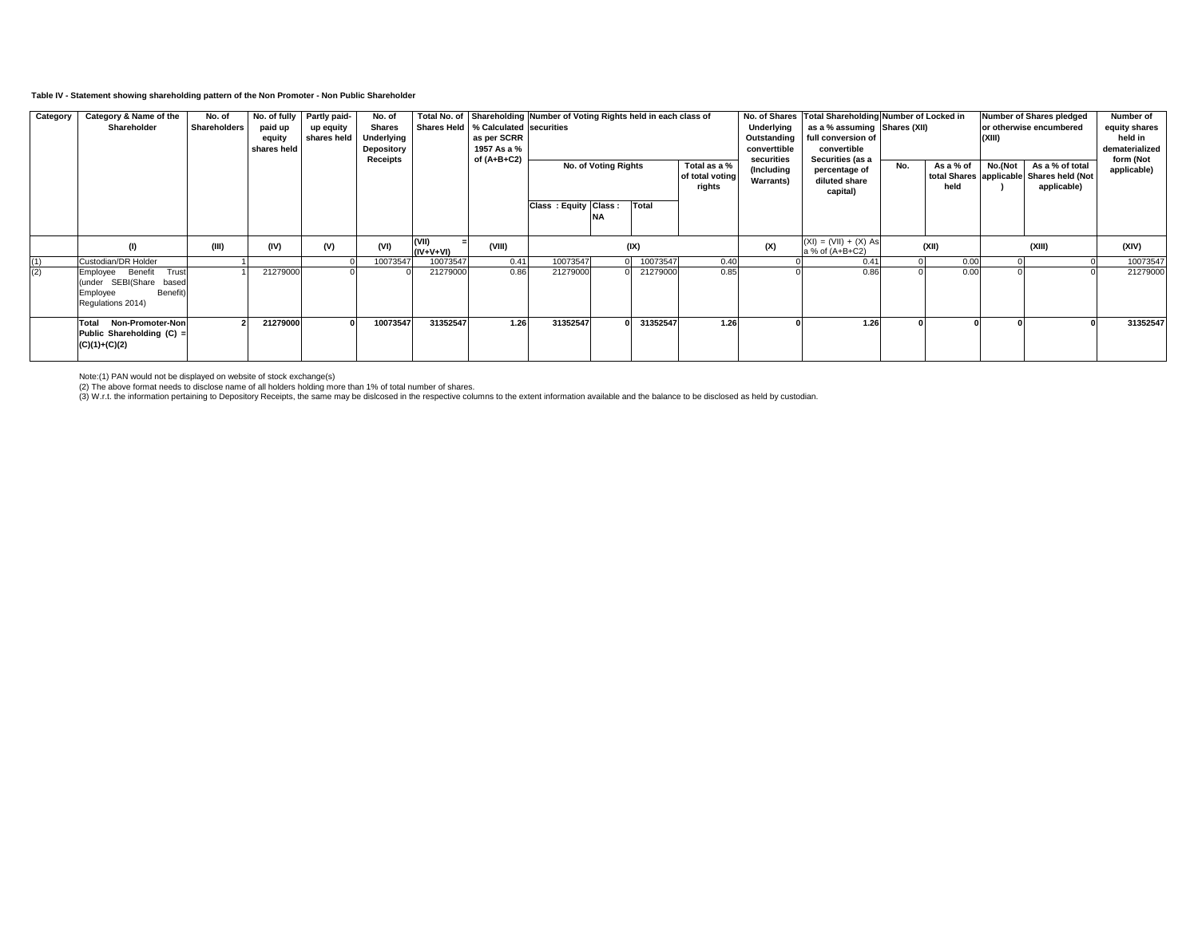**Table IV - Statement showing shareholding pattern of the Non Promoter - Non Public Shareholder**

| Category | Category & Name of the Shareholder | No. of Shareholders | No. of fully paid up equity shares held | Partly paid-up equity shares held | No. of Shares Underlying Depository Receipts | Total No. of Shares Held | Shareholding % Calculated as per SCRR 1957 As a % of (A+B+C2) | Number of Voting Rights held in each class of securities | | | | No. of Shares Underlying Outstanding converttible securities (Including Warrants) | Total Shareholding as a % assuming full conversion of convertible Securities (as a percentage of diluted share capital) | Number of Locked in Shares (XII) | | Number of Shares pledged or otherwise encumbered (XIII) | | Number of equity shares held in dematerialized form (Not applicable) |
|---|---|---|---|---|---|---|---|---|---|---|---|---|---|---|---|---|---|---|
| | | | | | | | | No. of Voting Rights | | | Total as a % of total voting rights | | | No. | As a % of total Shares held | No.(Not applicable) | As a % of total Shares held (Not applicable) | |
| | | | | | | | | Class : Equity | Class : NA | Total | | | | | | | | |
| | (I) | (III) | (IV) | (V) | (VI) | (VII) = (IV+V+VI) | (VIII) | (IX) | | | | (X) | (XI) = (VII) + (X) As a % of (A+B+C2) | (XII) | | (XIII) | | (XIV) |
| (1) | Custodian/DR Holder | 1 | | 0 | 10073547 | 10073547 | 0.41 | 10073547 | 0 | 10073547 | 0.40 | 0 | 0.41 | 0 | 0.00 | 0 | 0 | 10073547 |
| (2) | Employee Benefit Trust (under SEBI(Share based Employee Benefit) Regulations 2014) | 1 | 21279000 | 0 | 0 | 21279000 | 0.86 | 21279000 | 0 | 21279000 | 0.85 | 0 | 0.86 | 0 | 0.00 | 0 | 0 | 21279000 |
| | **Total Non-Promoter-Non Public Shareholding (C) = (C)(1)+(C)(2)** | **2** | **21279000** | **0** | **10073547** | **31352547** | **1.26** | **31352547** | **0** | **31352547** | **1.26** | **0** | **1.26** | **0** | **0** | **0** | **0** | **31352547** |

Note:(1) PAN would not be displayed on website of stock exchange(s)

(2) The above format needs to disclose name of all holders holding more than 1% of total number of shares.

(3) W.r.t. the information pertaining to Depository Receipts, the same may be dislcosed in the respective columns to the extent information available and the balance to be disclosed as held by custodian.